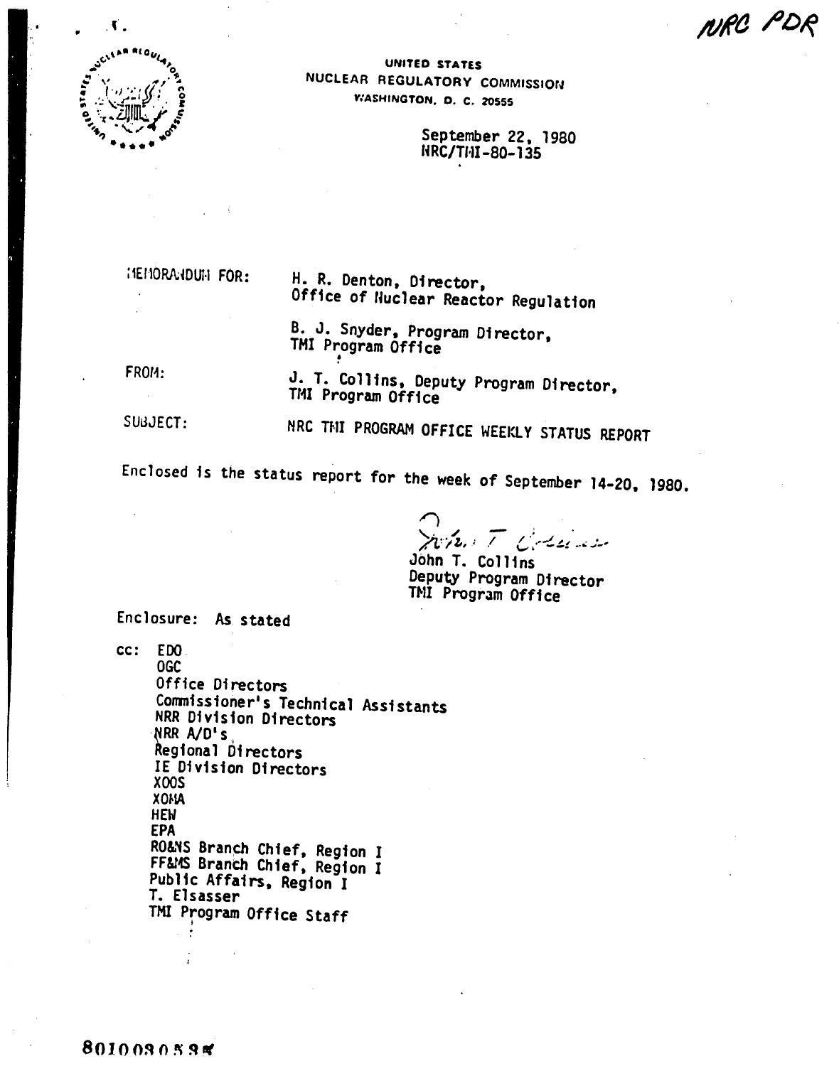NRC PDR

UNITED STATES
NUCLEAR REGULATORY COMMISSION
WASHINGTON, D. C. 20555

September 22, 1980
NRC/TMI-80-135

MEMORANDUM FOR: H. R. Denton, Director, Office of Nuclear Reactor Regulation

B. J. Snyder, Program Director, TMI Program Office

FROM: J. T. Collins, Deputy Program Director, TMI Program Office

SUBJECT: NRC TMI PROGRAM OFFICE WEEKLY STATUS REPORT

Enclosed is the status report for the week of September 14-20, 1980.

John T. Collins
Deputy Program Director
TMI Program Office

Enclosure: As stated

cc: EDO
OGC
Office Directors
Commissioner's Technical Assistants
NRR Division Directors
NRR A/D's
Regional Directors
IE Division Directors
XOOS
XOMA
HEW
EPA
RO&NS Branch Chief, Region I
FF&MS Branch Chief, Region I
Public Affairs, Region I
T. Elsasser
TMI Program Office Staff

8010030538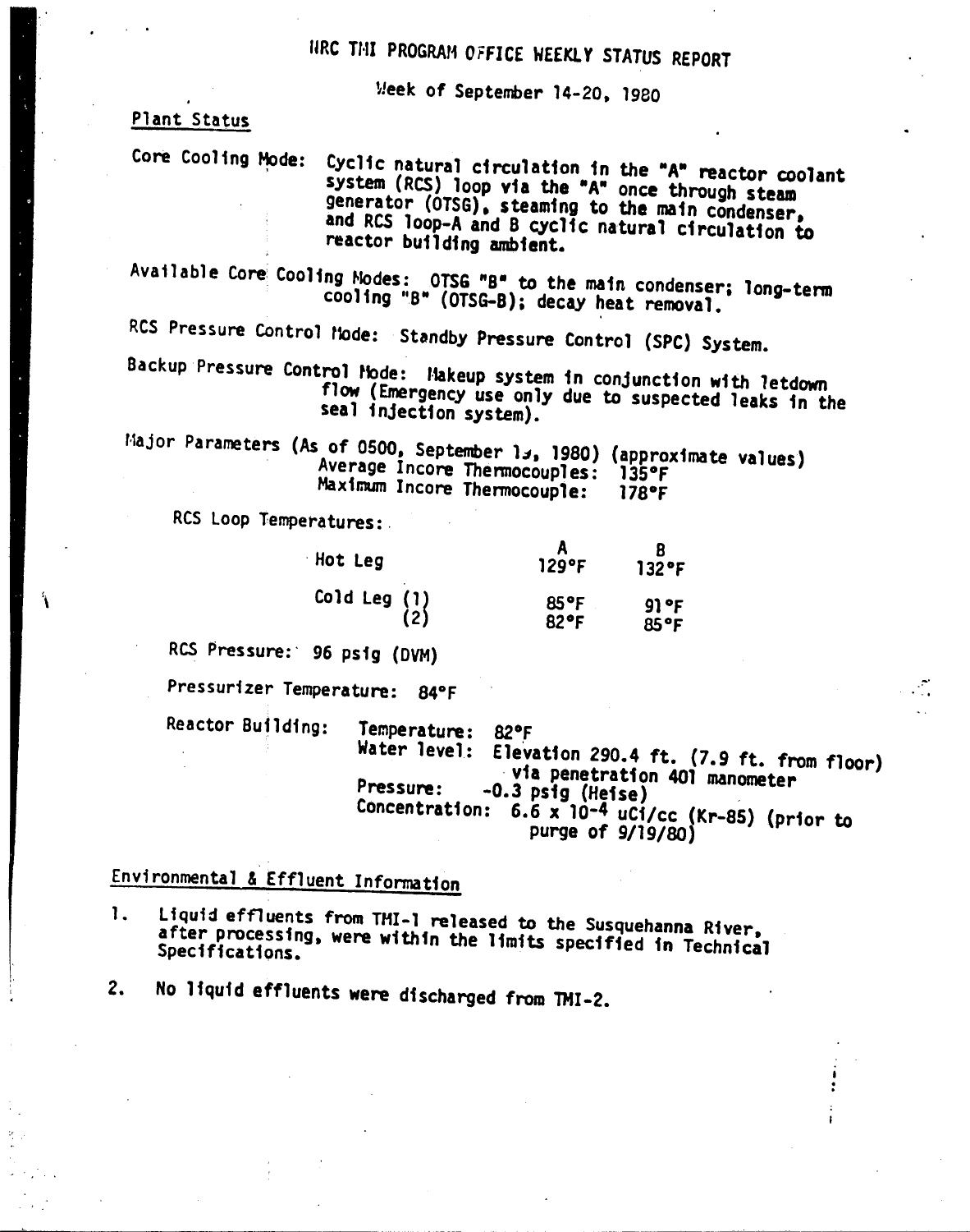# NRC TMI PROGRAM OFFICE WEEKLY STATUS REPORT

Week of September 14-20, 1980

## Plant Status

Core Cooling Mode: Cyclic natural circulation in the "A" reactor coolant system (RCS) loop via the "A" once through steam generator (OTSG), steaming to the main condenser, and RCS loop-A and B cyclic natural circulation to reactor building ambient.

Available Core Cooling Modes: OTSG "B" to the main condenser; long-term cooling "B" (OTSG-B); decay heat removal.

RCS Pressure Control Mode: Standby Pressure Control (SPC) System.

Backup Pressure Control Mode: Makeup system in conjunction with letdown flow (Emergency use only due to suspected leaks in the seal injection system).

Major Parameters (As of 0500, September 19, 1980) (approximate values)
Average Incore Thermocouples: 135°F
Maximum Incore Thermocouple: 178°F

RCS Loop Temperatures:

| | A | B |
|---|---|---|
| Hot Leg | 129°F | 132°F |
| Cold Leg (1) | 85°F | 91°F |
| (2) | 82°F | 85°F |

RCS Pressure: 96 psig (DVM)

Pressurizer Temperature: 84°F

Reactor Building:
Temperature: 82°F
Water level: Elevation 290.4 ft. (7.9 ft. from floor) via penetration 401 manometer
Pressure: -0.3 psig (Heise)
Concentration: $6.6 \times 10^{-4}$ uCi/cc (Kr-85) (prior to purge of 9/19/80)

## Environmental & Effluent Information

1. Liquid effluents from TMI-1 released to the Susquehanna River, after processing, were within the limits specified in Technical Specifications.
2. No liquid effluents were discharged from TMI-2.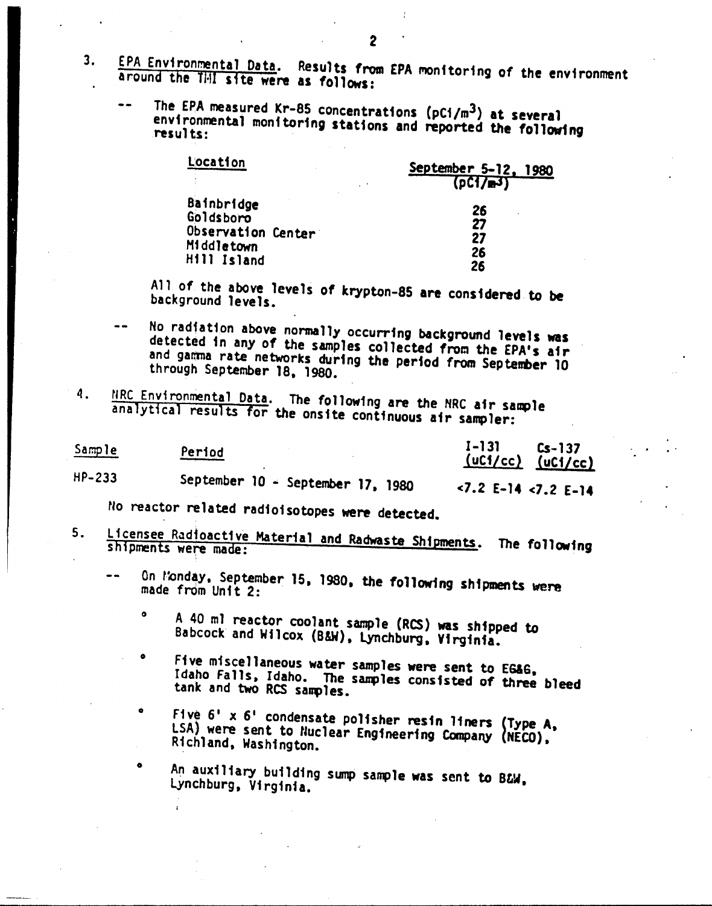3. EPA Environmental Data. Results from EPA monitoring of the environment around the TMI site were as follows:

   -- The EPA measured Kr-85 concentrations ($pCi/m^3$) at several environmental monitoring stations and reported the following results:

| Location | September 5-12, 1980 ($pCi/m^3$) |
|---|---|
| Bainbridge | 26 |
| Goldsboro | 27 |
| Observation Center | 27 |
| Middletown | 26 |
| Hill Island | 26 |

   All of the above levels of krypton-85 are considered to be background levels.

   -- No radiation above normally occurring background levels was detected in any of the samples collected from the EPA's air and gamma rate networks during the period from September 10 through September 18, 1980.

4. NRC Environmental Data. The following are the NRC air sample analytical results for the onsite continuous air sampler:

| Sample | Period | I-131 (uCi/cc) | Cs-137 (uCi/cc) |
|---|---|---|---|
| HP-233 | September 10 - September 17, 1980 | <7.2 E-14 | <7.2 E-14 |

   No reactor related radioisotopes were detected.

5. Licensee Radioactive Material and Radwaste Shipments. The following shipments were made:

   -- On Monday, September 15, 1980, the following shipments were made from Unit 2:

      - A 40 ml reactor coolant sample (RCS) was shipped to Babcock and Wilcox (B&W), Lynchburg, Virginia.

      - Five miscellaneous water samples were sent to EG&G, Idaho Falls, Idaho. The samples consisted of three bleed tank and two RCS samples.

      - Five 6' x 6' condensate polisher resin liners (Type A, LSA) were sent to Nuclear Engineering Company (NECO), Richland, Washington.

      - An auxiliary building sump sample was sent to B&W, Lynchburg, Virginia.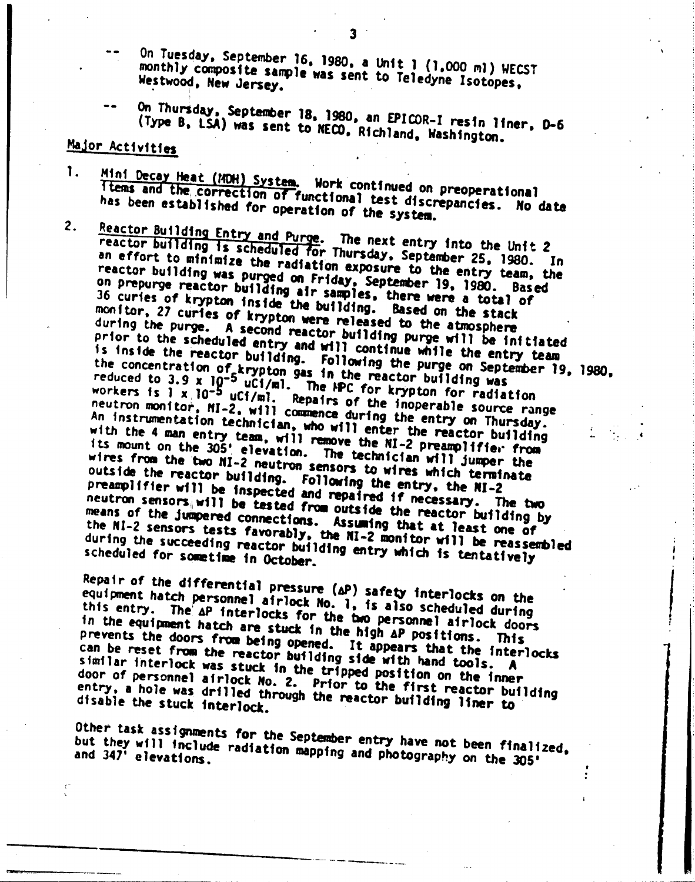-- On Tuesday, September 16, 1980, a Unit 1 (1,000 ml) WECST monthly composite sample was sent to Teledyne Isotopes, Westwood, New Jersey.

-- On Thursday, September 18, 1980, an EPICOR-I resin liner, D-6 (Type B, LSA) was sent to NECO, Richland, Washington.

## Major Activities

1. Mini Decay Heat (MDH) System. Work continued on preoperational items and the correction of functional test discrepancies. No date has been established for operation of the system.

2. Reactor Building Entry and Purge. The next entry into the Unit 2 reactor building is scheduled for Thursday, September 25, 1980. In an effort to minimize the radiation exposure to the entry team, the reactor building was purged on Friday, September 19, 1980. Based on prepurge reactor building air samples, there were a total of 36 curies of krypton inside the building. Based on the stack monitor, 27 curies of krypton were released to the atmosphere during the purge. A second reactor building purge will be initiated prior to the scheduled entry and will continue while the entry team is inside the reactor building. Following the purge on September 19, 1980, the concentration of krypton gas in the reactor building was reduced to $3.9 \times 10^{-5}$ uCi/ml. The MPC for krypton for radiation workers is $1 \times 10^{-5}$ uCi/ml. Repairs of the inoperable source range neutron monitor, NI-2, will commence during the entry on Thursday. An instrumentation technician, who will enter the reactor building with the 4 man entry team, will remove the NI-2 preamplifier from its mount on the 305' elevation. The technician will jumper the wires from the two NI-2 neutron sensors to wires which terminate outside the reactor building. Following the entry, the NI-2 preamplifier will be inspected and repaired if necessary. The two neutron sensors will be tested from outside the reactor building by means of the jumpered connections. Assuming that at least one of the NI-2 sensors tests favorably, the NI-2 monitor will be reassembled during the succeeding reactor building entry which is tentatively scheduled for sometime in October.

   Repair of the differential pressure ($\Delta P$) safety interlocks on the equipment hatch personnel airlock No. 1, is also scheduled during this entry. The $\Delta P$ interlocks for the two personnel airlock doors in the equipment hatch are stuck in the high $\Delta P$ positions. This prevents the doors from being opened. It appears that the interlocks can be reset from the reactor building side with hand tools. A similar interlock was stuck in the tripped position on the inner door of personnel airlock No. 2. Prior to the first reactor building entry, a hole was drilled through the reactor building liner to disable the stuck interlock.

   Other task assignments for the September entry have not been finalized, but they will include radiation mapping and photography on the 305' and 347' elevations.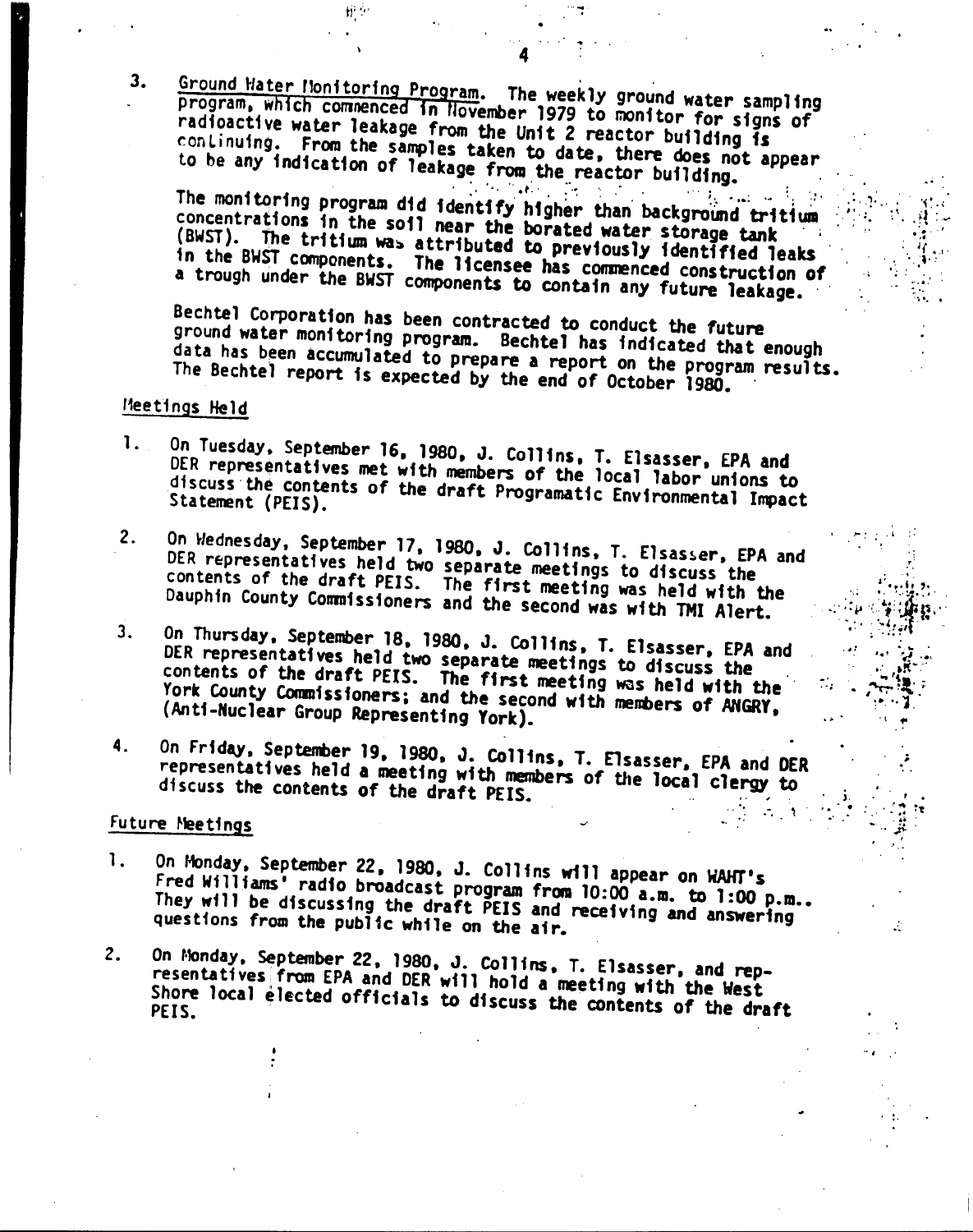3. Ground Water Monitoring Program. The weekly ground water sampling program, which commenced in November 1979 to monitor for signs of radioactive water leakage from the Unit 2 reactor building is continuing. From the samples taken to date, there does not appear to be any indication of leakage from the reactor building.

   The monitoring program did identify higher than background tritium concentrations in the soil near the borated water storage tank (BWST). The tritium was attributed to previously identified leaks in the BWST components. The licensee has commenced construction of a trough under the BWST components to contain any future leakage.

   Bechtel Corporation has been contracted to conduct the future ground water monitoring program. Bechtel has indicated that enough data has been accumulated to prepare a report on the program results. The Bechtel report is expected by the end of October 1980.

## Meetings Held

1. On Tuesday, September 16, 1980, J. Collins, T. Elsasser, EPA and DER representatives met with members of the local labor unions to discuss the contents of the draft Programatic Environmental Impact Statement (PEIS).

2. On Wednesday, September 17, 1980, J. Collins, T. Elsasser, EPA and DER representatives held two separate meetings to discuss the contents of the draft PEIS. The first meeting was held with the Dauphin County Commissioners and the second was with TMI Alert.

3. On Thursday, September 18, 1980, J. Collins, T. Elsasser, EPA and DER representatives held two separate meetings to discuss the contents of the draft PEIS. The first meeting was held with the York County Commissioners; and the second with members of ANGRY, (Anti-Nuclear Group Representing York).

4. On Friday, September 19, 1980, J. Collins, T. Elsasser, EPA and DER representatives held a meeting with members of the local clergy to discuss the contents of the draft PEIS.

## Future Meetings

1. On Monday, September 22, 1980, J. Collins will appear on WAHT's Fred Williams' radio broadcast program from 10:00 a.m. to 1:00 p.m.. They will be discussing the draft PEIS and receiving and answering questions from the public while on the air.

2. On Monday, September 22, 1980, J. Collins, T. Elsasser, and representatives from EPA and DER will hold a meeting with the West Shore local elected officials to discuss the contents of the draft PEIS.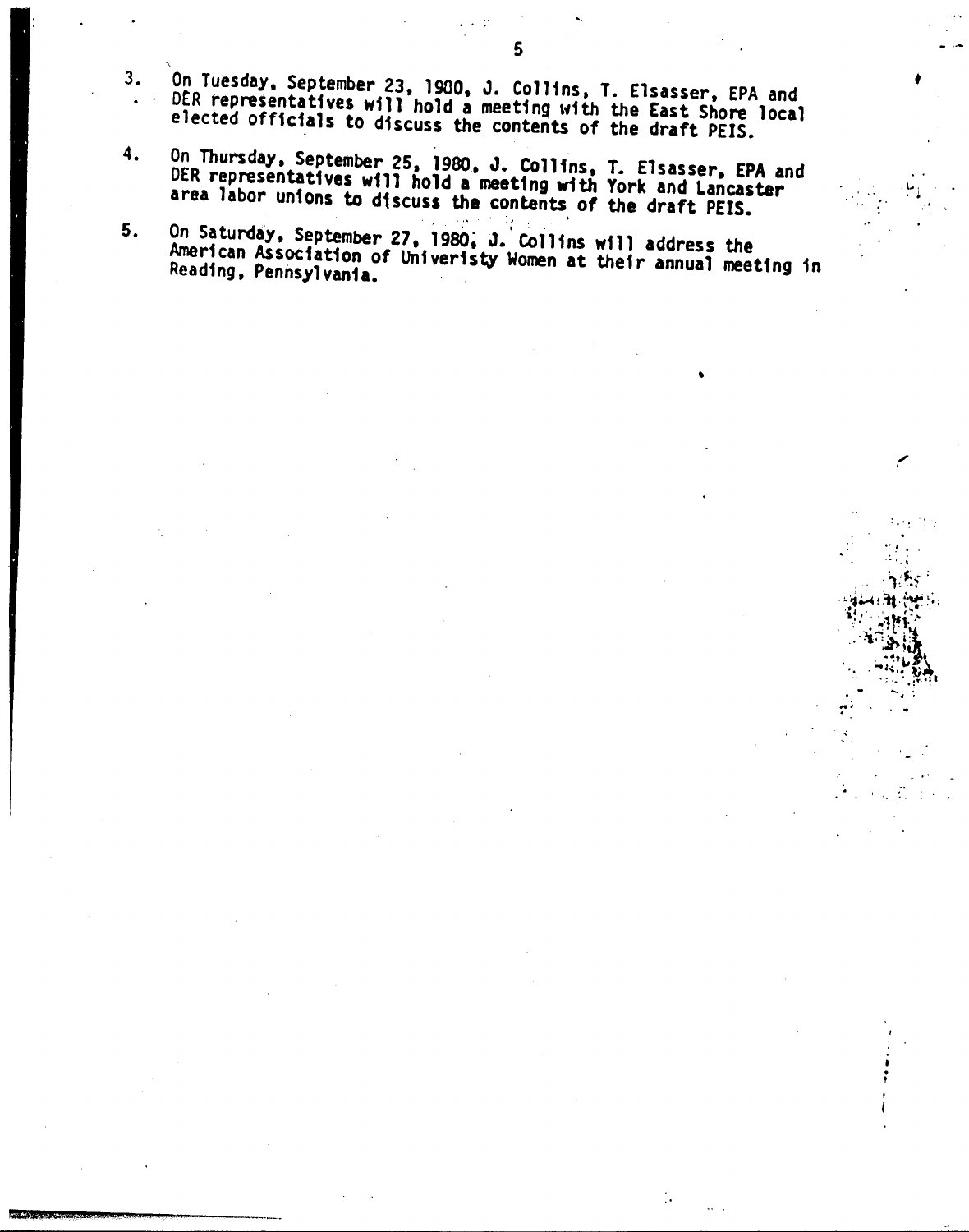3. On Tuesday, September 23, 1980, J. Collins, T. Elsasser, EPA and DER representatives will hold a meeting with the East Shore local elected officials to discuss the contents of the draft PEIS.

4. On Thursday, September 25, 1980, J. Collins, T. Elsasser, EPA and DER representatives will hold a meeting with York and Lancaster area labor unions to discuss the contents of the draft PEIS.

5. On Saturday, September 27, 1980, J. Collins will address the American Association of Univeristy Women at their annual meeting in Reading, Pennsylvania.